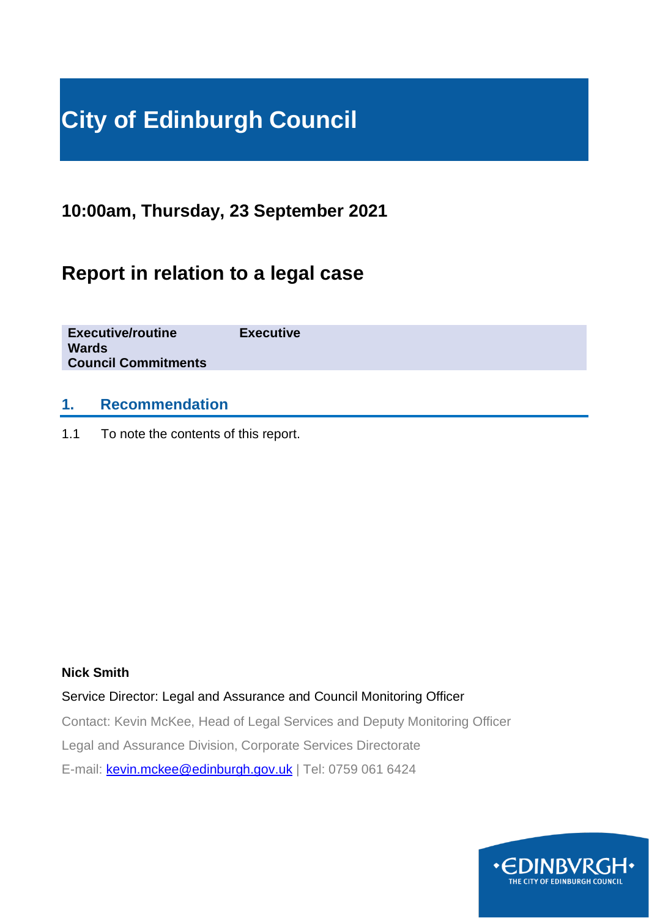# City of Edinburgh Council

## 10:00am, Thursday, 23 September 2021

## Report in relation to a legal case

| | |
|---|---|
| **Executive/routine** | **Executive** |
| **Wards** | |
| **Council Commitments** | |

### 1. Recommendation

1.1 To note the contents of this report.

**Nick Smith**

Service Director: Legal and Assurance and Council Monitoring Officer

Contact: Kevin McKee, Head of Legal Services and Deputy Monitoring Officer

Legal and Assurance Division, Corporate Services Directorate

E-mail: kevin.mckee@edinburgh.gov.uk | Tel: 0759 061 6424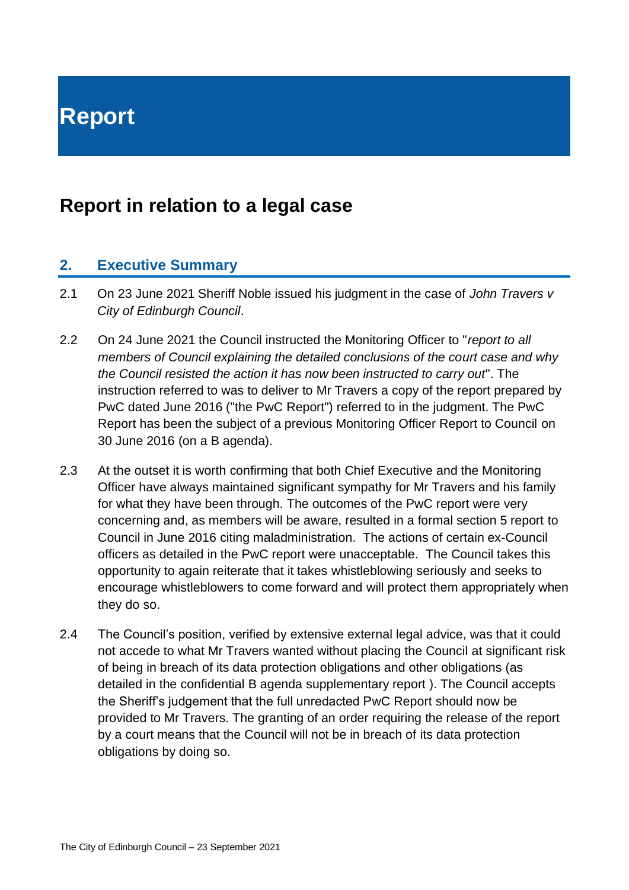# Report

## Report in relation to a legal case

### 2. Executive Summary

2.1 On 23 June 2021 Sheriff Noble issued his judgment in the case of *John Travers v City of Edinburgh Council*.

2.2 On 24 June 2021 the Council instructed the Monitoring Officer to "*report to all members of Council explaining the detailed conclusions of the court case and why the Council resisted the action it has now been instructed to carry out*". The instruction referred to was to deliver to Mr Travers a copy of the report prepared by PwC dated June 2016 ("the PwC Report") referred to in the judgment. The PwC Report has been the subject of a previous Monitoring Officer Report to Council on 30 June 2016 (on a B agenda).

2.3 At the outset it is worth confirming that both Chief Executive and the Monitoring Officer have always maintained significant sympathy for Mr Travers and his family for what they have been through. The outcomes of the PwC report were very concerning and, as members will be aware, resulted in a formal section 5 report to Council in June 2016 citing maladministration. The actions of certain ex-Council officers as detailed in the PwC report were unacceptable. The Council takes this opportunity to again reiterate that it takes whistleblowing seriously and seeks to encourage whistleblowers to come forward and will protect them appropriately when they do so.

2.4 The Council's position, verified by extensive external legal advice, was that it could not accede to what Mr Travers wanted without placing the Council at significant risk of being in breach of its data protection obligations and other obligations (as detailed in the confidential B agenda supplementary report ). The Council accepts the Sheriff's judgement that the full unredacted PwC Report should now be provided to Mr Travers. The granting of an order requiring the release of the report by a court means that the Council will not be in breach of its data protection obligations by doing so.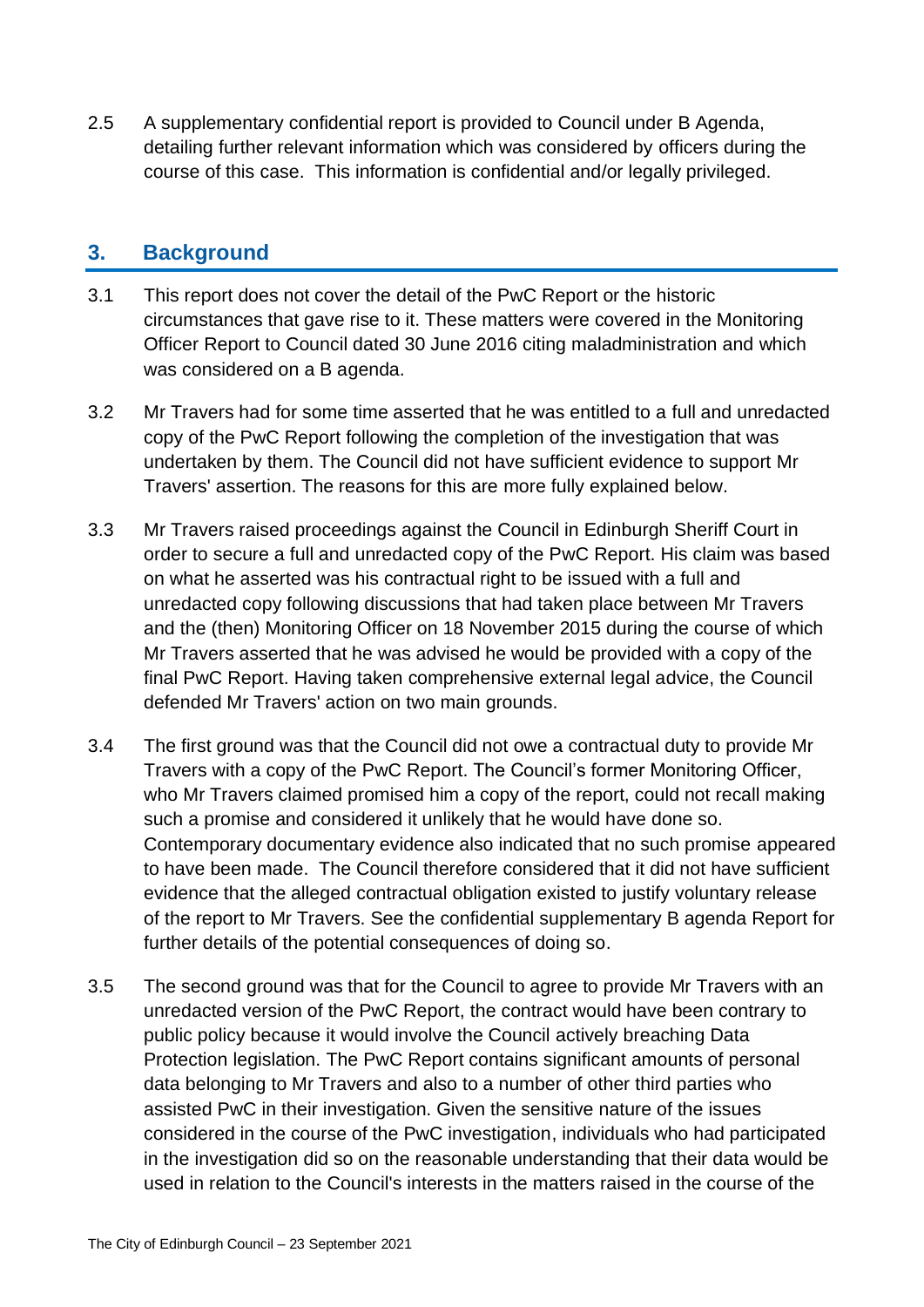2.5 A supplementary confidential report is provided to Council under B Agenda, detailing further relevant information which was considered by officers during the course of this case. This information is confidential and/or legally privileged.

## 3. Background

3.1 This report does not cover the detail of the PwC Report or the historic circumstances that gave rise to it. These matters were covered in the Monitoring Officer Report to Council dated 30 June 2016 citing maladministration and which was considered on a B agenda.

3.2 Mr Travers had for some time asserted that he was entitled to a full and unredacted copy of the PwC Report following the completion of the investigation that was undertaken by them. The Council did not have sufficient evidence to support Mr Travers' assertion. The reasons for this are more fully explained below.

3.3 Mr Travers raised proceedings against the Council in Edinburgh Sheriff Court in order to secure a full and unredacted copy of the PwC Report. His claim was based on what he asserted was his contractual right to be issued with a full and unredacted copy following discussions that had taken place between Mr Travers and the (then) Monitoring Officer on 18 November 2015 during the course of which Mr Travers asserted that he was advised he would be provided with a copy of the final PwC Report. Having taken comprehensive external legal advice, the Council defended Mr Travers' action on two main grounds.

3.4 The first ground was that the Council did not owe a contractual duty to provide Mr Travers with a copy of the PwC Report. The Council's former Monitoring Officer, who Mr Travers claimed promised him a copy of the report, could not recall making such a promise and considered it unlikely that he would have done so. Contemporary documentary evidence also indicated that no such promise appeared to have been made. The Council therefore considered that it did not have sufficient evidence that the alleged contractual obligation existed to justify voluntary release of the report to Mr Travers. See the confidential supplementary B agenda Report for further details of the potential consequences of doing so.

3.5 The second ground was that for the Council to agree to provide Mr Travers with an unredacted version of the PwC Report, the contract would have been contrary to public policy because it would involve the Council actively breaching Data Protection legislation. The PwC Report contains significant amounts of personal data belonging to Mr Travers and also to a number of other third parties who assisted PwC in their investigation. Given the sensitive nature of the issues considered in the course of the PwC investigation, individuals who had participated in the investigation did so on the reasonable understanding that their data would be used in relation to the Council's interests in the matters raised in the course of the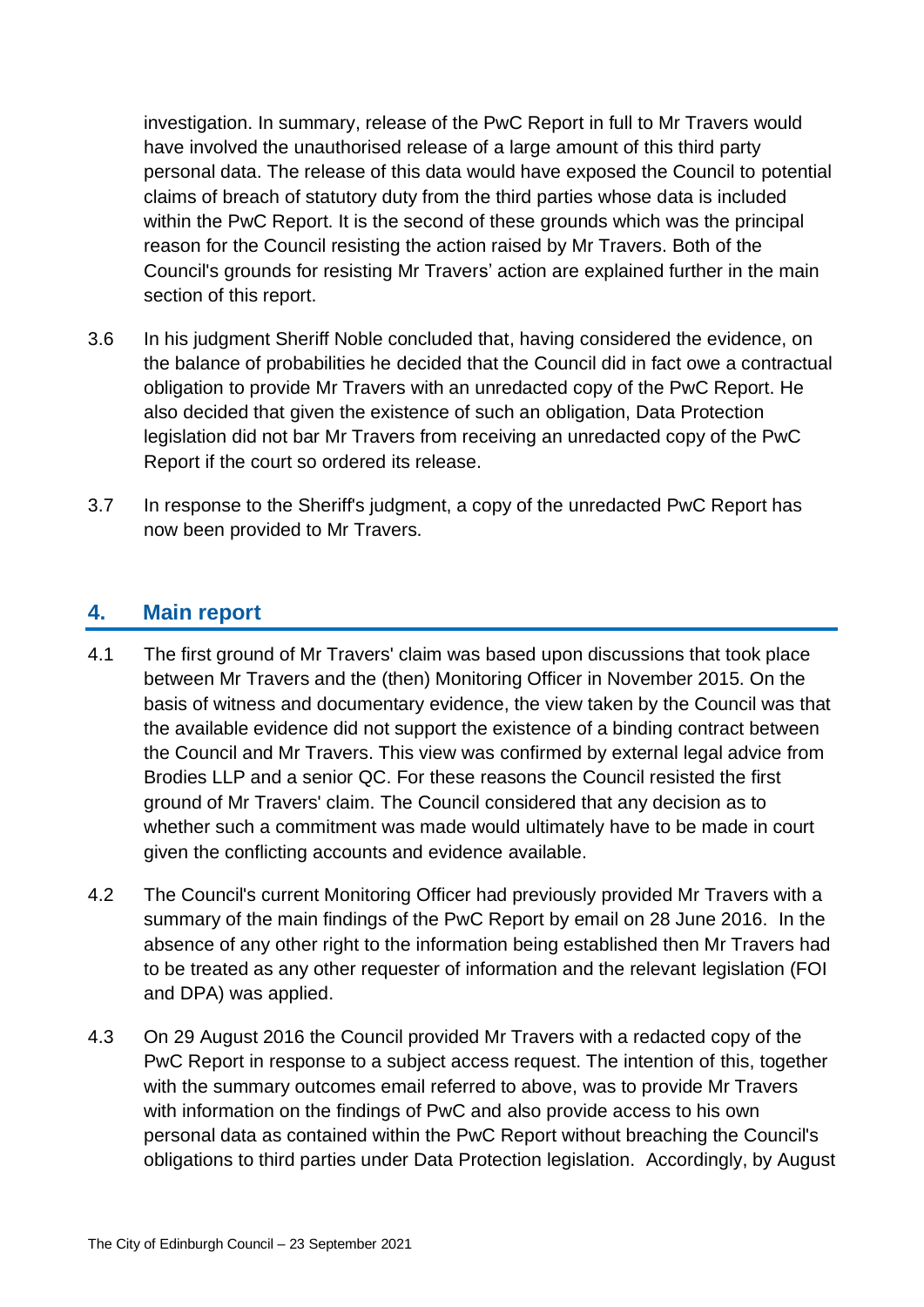investigation. In summary, release of the PwC Report in full to Mr Travers would have involved the unauthorised release of a large amount of this third party personal data. The release of this data would have exposed the Council to potential claims of breach of statutory duty from the third parties whose data is included within the PwC Report. It is the second of these grounds which was the principal reason for the Council resisting the action raised by Mr Travers. Both of the Council's grounds for resisting Mr Travers' action are explained further in the main section of this report.

3.6 In his judgment Sheriff Noble concluded that, having considered the evidence, on the balance of probabilities he decided that the Council did in fact owe a contractual obligation to provide Mr Travers with an unredacted copy of the PwC Report. He also decided that given the existence of such an obligation, Data Protection legislation did not bar Mr Travers from receiving an unredacted copy of the PwC Report if the court so ordered its release.

3.7 In response to the Sheriff's judgment, a copy of the unredacted PwC Report has now been provided to Mr Travers.

## 4. Main report

4.1 The first ground of Mr Travers' claim was based upon discussions that took place between Mr Travers and the (then) Monitoring Officer in November 2015. On the basis of witness and documentary evidence, the view taken by the Council was that the available evidence did not support the existence of a binding contract between the Council and Mr Travers. This view was confirmed by external legal advice from Brodies LLP and a senior QC. For these reasons the Council resisted the first ground of Mr Travers' claim. The Council considered that any decision as to whether such a commitment was made would ultimately have to be made in court given the conflicting accounts and evidence available.

4.2 The Council's current Monitoring Officer had previously provided Mr Travers with a summary of the main findings of the PwC Report by email on 28 June 2016. In the absence of any other right to the information being established then Mr Travers had to be treated as any other requester of information and the relevant legislation (FOI and DPA) was applied.

4.3 On 29 August 2016 the Council provided Mr Travers with a redacted copy of the PwC Report in response to a subject access request. The intention of this, together with the summary outcomes email referred to above, was to provide Mr Travers with information on the findings of PwC and also provide access to his own personal data as contained within the PwC Report without breaching the Council's obligations to third parties under Data Protection legislation. Accordingly, by August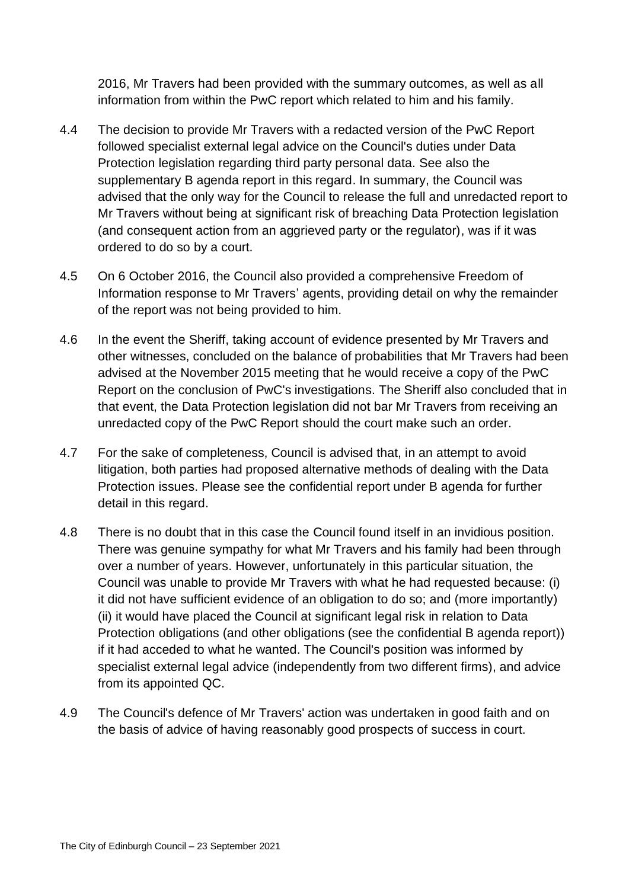2016, Mr Travers had been provided with the summary outcomes, as well as all information from within the PwC report which related to him and his family.

4.4 The decision to provide Mr Travers with a redacted version of the PwC Report followed specialist external legal advice on the Council's duties under Data Protection legislation regarding third party personal data. See also the supplementary B agenda report in this regard. In summary, the Council was advised that the only way for the Council to release the full and unredacted report to Mr Travers without being at significant risk of breaching Data Protection legislation (and consequent action from an aggrieved party or the regulator), was if it was ordered to do so by a court.

4.5 On 6 October 2016, the Council also provided a comprehensive Freedom of Information response to Mr Travers' agents, providing detail on why the remainder of the report was not being provided to him.

4.6 In the event the Sheriff, taking account of evidence presented by Mr Travers and other witnesses, concluded on the balance of probabilities that Mr Travers had been advised at the November 2015 meeting that he would receive a copy of the PwC Report on the conclusion of PwC's investigations. The Sheriff also concluded that in that event, the Data Protection legislation did not bar Mr Travers from receiving an unredacted copy of the PwC Report should the court make such an order.

4.7 For the sake of completeness, Council is advised that, in an attempt to avoid litigation, both parties had proposed alternative methods of dealing with the Data Protection issues. Please see the confidential report under B agenda for further detail in this regard.

4.8 There is no doubt that in this case the Council found itself in an invidious position. There was genuine sympathy for what Mr Travers and his family had been through over a number of years. However, unfortunately in this particular situation, the Council was unable to provide Mr Travers with what he had requested because: (i) it did not have sufficient evidence of an obligation to do so; and (more importantly) (ii) it would have placed the Council at significant legal risk in relation to Data Protection obligations (and other obligations (see the confidential B agenda report)) if it had acceded to what he wanted. The Council's position was informed by specialist external legal advice (independently from two different firms), and advice from its appointed QC.

4.9 The Council's defence of Mr Travers' action was undertaken in good faith and on the basis of advice of having reasonably good prospects of success in court.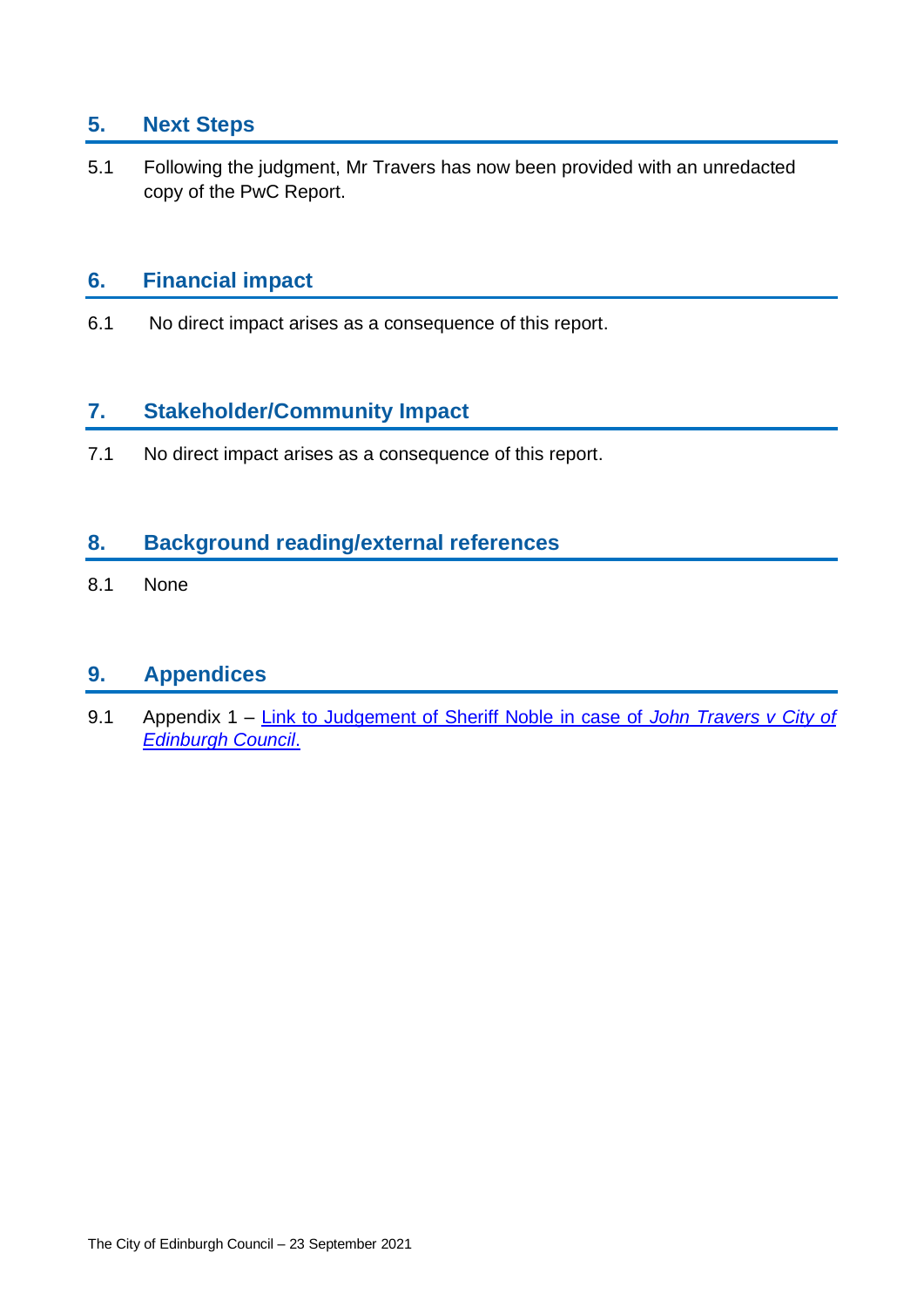## 5. Next Steps

5.1 Following the judgment, Mr Travers has now been provided with an unredacted copy of the PwC Report.

## 6. Financial impact

6.1 No direct impact arises as a consequence of this report.

## 7. Stakeholder/Community Impact

7.1 No direct impact arises as a consequence of this report.

## 8. Background reading/external references

8.1 None

## 9. Appendices

9.1 Appendix 1 – Link to Judgement of Sheriff Noble in case of *John Travers v City of Edinburgh Council*.